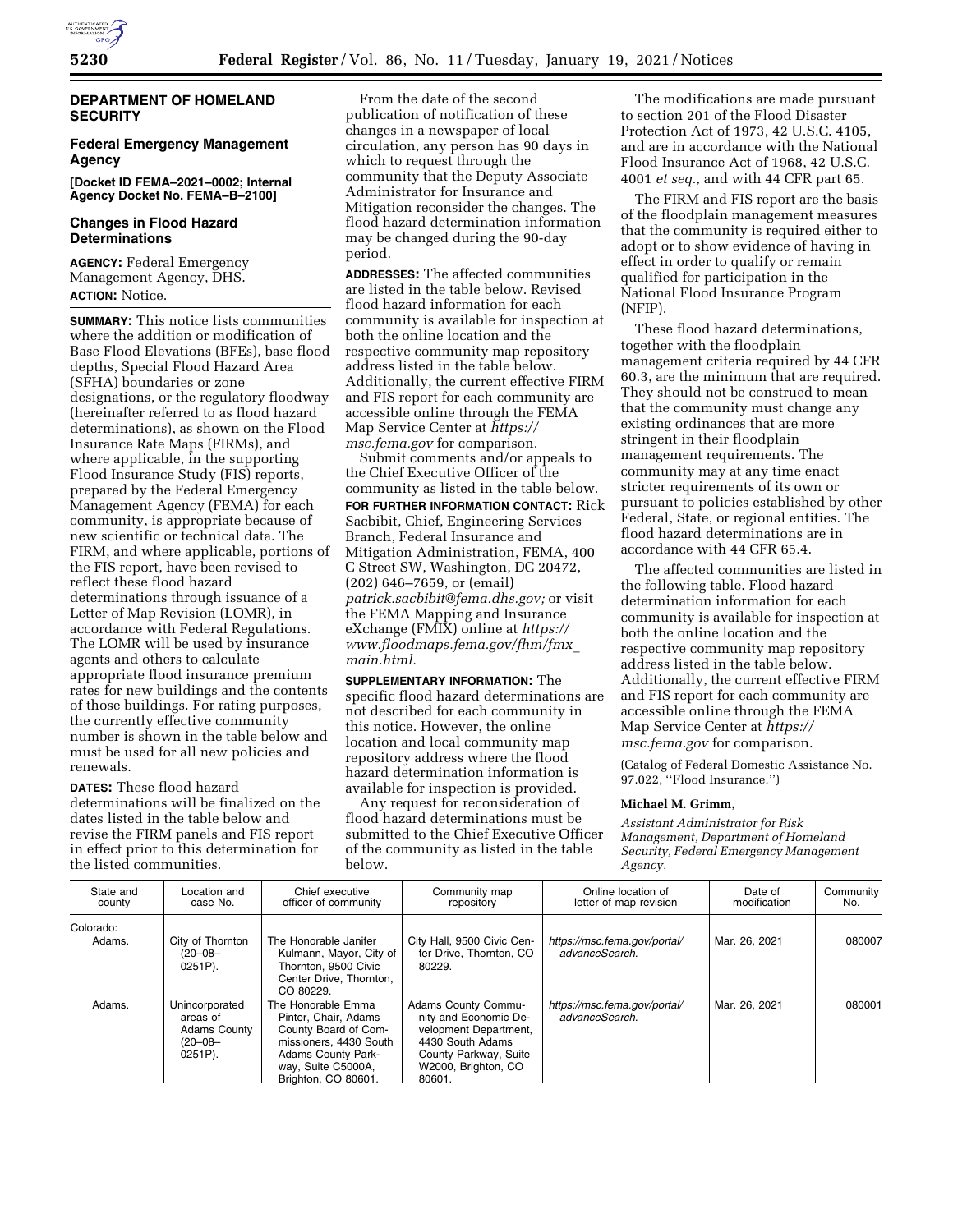**DEPARTMENT OF HOMELAND SECURITY**

**Federal Emergency Management Agency**

**[Docket ID FEMA–2021–0002; Internal Agency Docket No. FEMA–B–2100]**

## Changes in Flood Hazard Determinations

**AGENCY:** Federal Emergency Management Agency, DHS.

**ACTION:** Notice.

**SUMMARY:** This notice lists communities where the addition or modification of Base Flood Elevations (BFEs), base flood depths, Special Flood Hazard Area (SFHA) boundaries or zone designations, or the regulatory floodway (hereinafter referred to as flood hazard determinations), as shown on the Flood Insurance Rate Maps (FIRMs), and where applicable, in the supporting Flood Insurance Study (FIS) reports, prepared by the Federal Emergency Management Agency (FEMA) for each community, is appropriate because of new scientific or technical data. The FIRM, and where applicable, portions of the FIS report, have been revised to reflect these flood hazard determinations through issuance of a Letter of Map Revision (LOMR), in accordance with Federal Regulations. The LOMR will be used by insurance agents and others to calculate appropriate flood insurance premium rates for new buildings and the contents of those buildings. For rating purposes, the currently effective community number is shown in the table below and must be used for all new policies and renewals.

**DATES:** These flood hazard determinations will be finalized on the dates listed in the table below and revise the FIRM panels and FIS report in effect prior to this determination for the listed communities.

From the date of the second publication of notification of these changes in a newspaper of local circulation, any person has 90 days in which to request through the community that the Deputy Associate Administrator for Insurance and Mitigation reconsider the changes. The flood hazard determination information may be changed during the 90-day period.

**ADDRESSES:** The affected communities are listed in the table below. Revised flood hazard information for each community is available for inspection at both the online location and the respective community map repository address listed in the table below. Additionally, the current effective FIRM and FIS report for each community are accessible online through the FEMA Map Service Center at *https://msc.fema.gov* for comparison.

Submit comments and/or appeals to the Chief Executive Officer of the community as listed in the table below.

**FOR FURTHER INFORMATION CONTACT:** Rick Sacbibit, Chief, Engineering Services Branch, Federal Insurance and Mitigation Administration, FEMA, 400 C Street SW, Washington, DC 20472, (202) 646–7659, or (email) *patrick.sacbibit@fema.dhs.gov;* or visit the FEMA Mapping and Insurance eXchange (FMIX) online at *https://www.floodmaps.fema.gov/fhm/fmx_main.html.*

**SUPPLEMENTARY INFORMATION:** The specific flood hazard determinations are not described for each community in this notice. However, the online location and local community map repository address where the flood hazard determination information is available for inspection is provided.

Any request for reconsideration of flood hazard determinations must be submitted to the Chief Executive Officer of the community as listed in the table below.

The modifications are made pursuant to section 201 of the Flood Disaster Protection Act of 1973, 42 U.S.C. 4105, and are in accordance with the National Flood Insurance Act of 1968, 42 U.S.C. 4001 *et seq.,* and with 44 CFR part 65.

The FIRM and FIS report are the basis of the floodplain management measures that the community is required either to adopt or to show evidence of having in effect in order to qualify or remain qualified for participation in the National Flood Insurance Program (NFIP).

These flood hazard determinations, together with the floodplain management criteria required by 44 CFR 60.3, are the minimum that are required. They should not be construed to mean that the community must change any existing ordinances that are more stringent in their floodplain management requirements. The community may at any time enact stricter requirements of its own or pursuant to policies established by other Federal, State, or regional entities. The flood hazard determinations are in accordance with 44 CFR 65.4.

The affected communities are listed in the following table. Flood hazard determination information for each community is available for inspection at both the online location and the respective community map repository address listed in the table below. Additionally, the current effective FIRM and FIS report for each community are accessible online through the FEMA Map Service Center at *https://msc.fema.gov* for comparison.

(Catalog of Federal Domestic Assistance No. 97.022, ''Flood Insurance.'')

**Michael M. Grimm,**

*Assistant Administrator for Risk Management, Department of Homeland Security, Federal Emergency Management Agency.*

| State and county | Location and case No. | Chief executive officer of community | Community map repository | Online location of letter of map revision | Date of modification | Community No. |
|---|---|---|---|---|---|---|
| Colorado: | | | | | | |
| Adams. | City of Thornton (20–08–0251P). | The Honorable Janifer Kulmann, Mayor, City of Thornton, 9500 Civic Center Drive, Thornton, CO 80229. | City Hall, 9500 Civic Center Drive, Thornton, CO 80229. | *https://msc.fema.gov/portal/advanceSearch.* | Mar. 26, 2021 | 080007 |
| Adams. | Unincorporated areas of Adams County (20–08–0251P). | The Honorable Emma Pinter, Chair, Adams County Board of Commissioners, 4430 South Adams County Parkway, Suite C5000A, Brighton, CO 80601. | Adams County Community and Economic Development Department, 4430 South Adams County Parkway, Suite W2000, Brighton, CO 80601. | *https://msc.fema.gov/portal/advanceSearch.* | Mar. 26, 2021 | 080001 |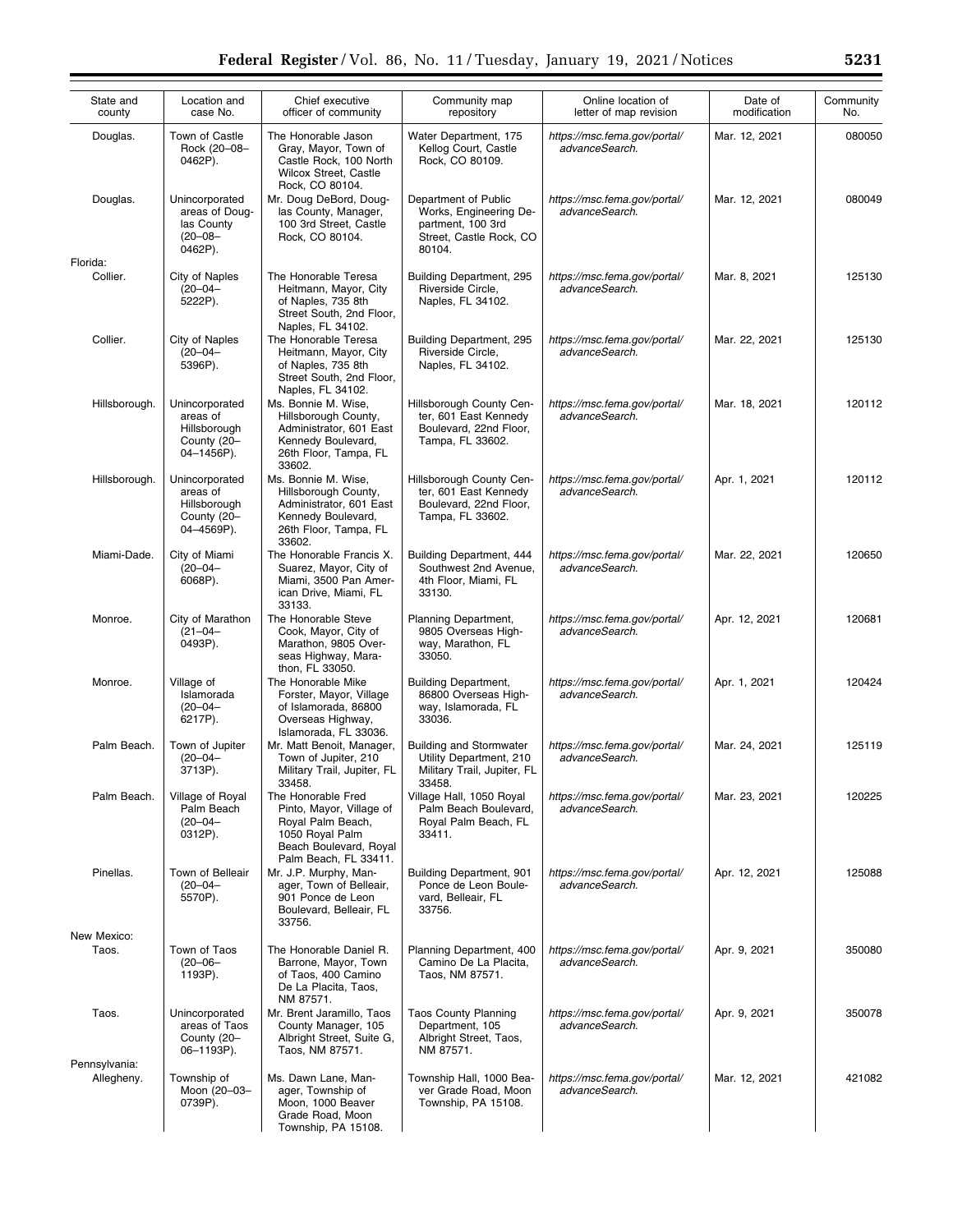| State and county | Location and case No. | Chief executive officer of community | Community map repository | Online location of letter of map revision | Date of modification | Community No. |
|---|---|---|---|---|---|---|
| Douglas. | Town of Castle Rock (20–08–0462P). | The Honorable Jason Gray, Mayor, Town of Castle Rock, 100 North Wilcox Street, Castle Rock, CO 80104. | Water Department, 175 Kellog Court, Castle Rock, CO 80109. | *https://msc.fema.gov/portal/advanceSearch.* | Mar. 12, 2021 | 080050 |
| Douglas. | Unincorporated areas of Douglas County (20–08–0462P). | Mr. Doug DeBord, Douglas County, Manager, 100 3rd Street, Castle Rock, CO 80104. | Department of Public Works, Engineering Department, 100 3rd Street, Castle Rock, CO 80104. | *https://msc.fema.gov/portal/advanceSearch.* | Mar. 12, 2021 | 080049 |
| Florida: | | | | | | |
| Collier. | City of Naples (20–04–5222P). | The Honorable Teresa Heitmann, Mayor, City of Naples, 735 8th Street South, 2nd Floor, Naples, FL 34102. | Building Department, 295 Riverside Circle, Naples, FL 34102. | *https://msc.fema.gov/portal/advanceSearch.* | Mar. 8, 2021 | 125130 |
| Collier. | City of Naples (20–04–5396P). | The Honorable Teresa Heitmann, Mayor, City of Naples, 735 8th Street South, 2nd Floor, Naples, FL 34102. | Building Department, 295 Riverside Circle, Naples, FL 34102. | *https://msc.fema.gov/portal/advanceSearch.* | Mar. 22, 2021 | 125130 |
| Hillsborough. | Unincorporated areas of Hillsborough County (20–04–1456P). | Ms. Bonnie M. Wise, Hillsborough County, Administrator, 601 East Kennedy Boulevard, 26th Floor, Tampa, FL 33602. | Hillsborough County Center, 601 East Kennedy Boulevard, 22nd Floor, Tampa, FL 33602. | *https://msc.fema.gov/portal/advanceSearch.* | Mar. 18, 2021 | 120112 |
| Hillsborough. | Unincorporated areas of Hillsborough County (20–04–4569P). | Ms. Bonnie M. Wise, Hillsborough County, Administrator, 601 East Kennedy Boulevard, 26th Floor, Tampa, FL 33602. | Hillsborough County Center, 601 East Kennedy Boulevard, 22nd Floor, Tampa, FL 33602. | *https://msc.fema.gov/portal/advanceSearch.* | Apr. 1, 2021 | 120112 |
| Miami-Dade. | City of Miami (20–04–6068P). | The Honorable Francis X. Suarez, Mayor, City of Miami, 3500 Pan American Drive, Miami, FL 33133. | Building Department, 444 Southwest 2nd Avenue, 4th Floor, Miami, FL 33130. | *https://msc.fema.gov/portal/advanceSearch.* | Mar. 22, 2021 | 120650 |
| Monroe. | City of Marathon (21–04–0493P). | The Honorable Steve Cook, Mayor, City of Marathon, 9805 Overseas Highway, Marathon, FL 33050. | Planning Department, 9805 Overseas Highway, Marathon, FL 33050. | *https://msc.fema.gov/portal/advanceSearch.* | Apr. 12, 2021 | 120681 |
| Monroe. | Village of Islamorada (20–04–6217P). | The Honorable Mike Forster, Mayor, Village of Islamorada, 86800 Overseas Highway, Islamorada, FL 33036. | Building Department, 86800 Overseas Highway, Islamorada, FL 33036. | *https://msc.fema.gov/portal/advanceSearch.* | Apr. 1, 2021 | 120424 |
| Palm Beach. | Town of Jupiter (20–04–3713P). | Mr. Matt Benoit, Manager, Town of Jupiter, 210 Military Trail, Jupiter, FL 33458. | Building and Stormwater Utility Department, 210 Military Trail, Jupiter, FL 33458. | *https://msc.fema.gov/portal/advanceSearch.* | Mar. 24, 2021 | 125119 |
| Palm Beach. | Village of Royal Palm Beach (20–04–0312P). | The Honorable Fred Pinto, Mayor, Village of Royal Palm Beach, 1050 Royal Palm Beach Boulevard, Royal Palm Beach, FL 33411. | Village Hall, 1050 Royal Palm Beach Boulevard, Royal Palm Beach, FL 33411. | *https://msc.fema.gov/portal/advanceSearch.* | Mar. 23, 2021 | 120225 |
| Pinellas. | Town of Belleair (20–04–5570P). | Mr. J.P. Murphy, Manager, Town of Belleair, 901 Ponce de Leon Boulevard, Belleair, FL 33756. | Building Department, 901 Ponce de Leon Boulevard, Belleair, FL 33756. | *https://msc.fema.gov/portal/advanceSearch.* | Apr. 12, 2021 | 125088 |
| New Mexico: | | | | | | |
| Taos. | Town of Taos (20–06–1193P). | The Honorable Daniel R. Barrone, Mayor, Town of Taos, 400 Camino De La Placita, Taos, NM 87571. | Planning Department, 400 Camino De La Placita, Taos, NM 87571. | *https://msc.fema.gov/portal/advanceSearch.* | Apr. 9, 2021 | 350080 |
| Taos. | Unincorporated areas of Taos County (20–06–1193P). | Mr. Brent Jaramillo, Taos County Manager, 105 Albright Street, Suite G, Taos, NM 87571. | Taos County Planning Department, 105 Albright Street, Taos, NM 87571. | *https://msc.fema.gov/portal/advanceSearch.* | Apr. 9, 2021 | 350078 |
| Pennsylvania: | | | | | | |
| Allegheny. | Township of Moon (20–03–0739P). | Ms. Dawn Lane, Manager, Township of Moon, 1000 Beaver Grade Road, Moon Township, PA 15108. | Township Hall, 1000 Beaver Grade Road, Moon Township, PA 15108. | *https://msc.fema.gov/portal/advanceSearch.* | Mar. 12, 2021 | 421082 |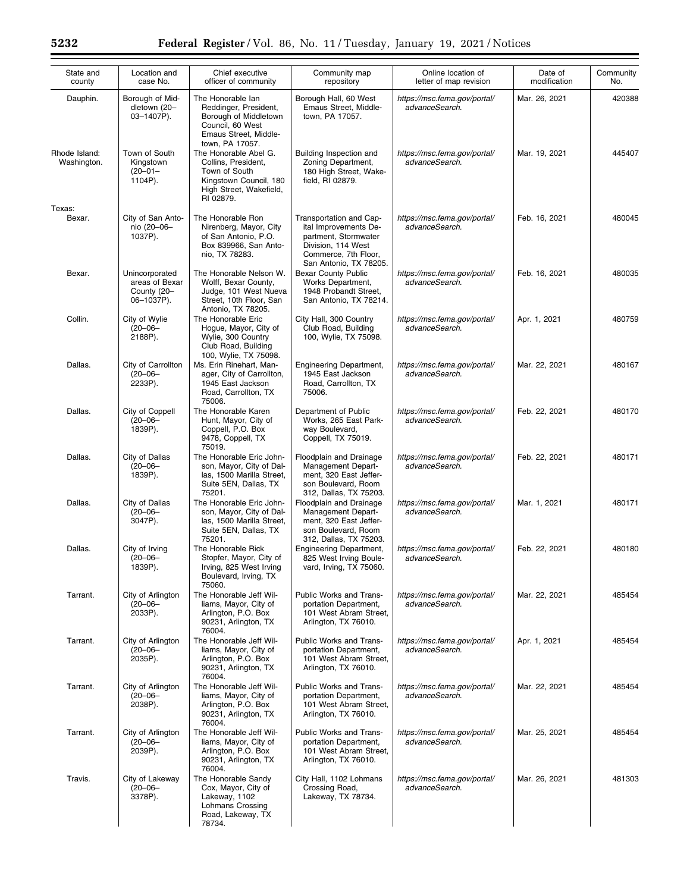| State and county | Location and case No. | Chief executive officer of community | Community map repository | Online location of letter of map revision | Date of modification | Community No. |
|---|---|---|---|---|---|---|
| Dauphin. | Borough of Middletown (20–03–1407P). | The Honorable Ian Reddinger, President, Borough of Middletown Council, 60 West Emaus Street, Middletown, PA 17057. | Borough Hall, 60 West Emaus Street, Middletown, PA 17057. | *https://msc.fema.gov/portal/advanceSearch.* | Mar. 26, 2021 | 420388 |
| Rhode Island: Washington. | Town of South Kingstown (20–01–1104P). | The Honorable Abel G. Collins, President, Town of South Kingstown Council, 180 High Street, Wakefield, RI 02879. | Building Inspection and Zoning Department, 180 High Street, Wakefield, RI 02879. | *https://msc.fema.gov/portal/advanceSearch.* | Mar. 19, 2021 | 445407 |
| Texas: | | | | | | |
| Bexar. | City of San Antonio (20–06–1037P). | The Honorable Ron Nirenberg, Mayor, City of San Antonio, P.O. Box 839966, San Antonio, TX 78283. | Transportation and Capital Improvements Department, Stormwater Division, 114 West Commerce, 7th Floor, San Antonio, TX 78205. | *https://msc.fema.gov/portal/advanceSearch.* | Feb. 16, 2021 | 480045 |
| Bexar. | Unincorporated areas of Bexar County (20–06–1037P). | The Honorable Nelson W. Wolff, Bexar County, Judge, 101 West Nueva Street, 10th Floor, San Antonio, TX 78205. | Bexar County Public Works Department, 1948 Probandt Street, San Antonio, TX 78214. | *https://msc.fema.gov/portal/advanceSearch.* | Feb. 16, 2021 | 480035 |
| Collin. | City of Wylie (20–06–2188P). | The Honorable Eric Hogue, Mayor, City of Wylie, 300 Country Club Road, Building 100, Wylie, TX 75098. | City Hall, 300 Country Club Road, Building 100, Wylie, TX 75098. | *https://msc.fema.gov/portal/advanceSearch.* | Apr. 1, 2021 | 480759 |
| Dallas. | City of Carrollton (20–06–2233P). | Ms. Erin Rinehart, Manager, City of Carrollton, 1945 East Jackson Road, Carrollton, TX 75006. | Engineering Department, 1945 East Jackson Road, Carrollton, TX 75006. | *https://msc.fema.gov/portal/advanceSearch.* | Mar. 22, 2021 | 480167 |
| Dallas. | City of Coppell (20–06–1839P). | The Honorable Karen Hunt, Mayor, City of Coppell, P.O. Box 9478, Coppell, TX 75019. | Department of Public Works, 265 East Parkway Boulevard, Coppell, TX 75019. | *https://msc.fema.gov/portal/advanceSearch.* | Feb. 22, 2021 | 480170 |
| Dallas. | City of Dallas (20–06–1839P). | The Honorable Eric Johnson, Mayor, City of Dallas, 1500 Marilla Street, Suite 5EN, Dallas, TX 75201. | Floodplain and Drainage Management Department, 320 East Jefferson Boulevard, Room 312, Dallas, TX 75203. | *https://msc.fema.gov/portal/advanceSearch.* | Feb. 22, 2021 | 480171 |
| Dallas. | City of Dallas (20–06–3047P). | The Honorable Eric Johnson, Mayor, City of Dallas, 1500 Marilla Street, Suite 5EN, Dallas, TX 75201. | Floodplain and Drainage Management Department, 320 East Jefferson Boulevard, Room 312, Dallas, TX 75203. | *https://msc.fema.gov/portal/advanceSearch.* | Mar. 1, 2021 | 480171 |
| Dallas. | City of Irving (20–06–1839P). | The Honorable Rick Stopfer, Mayor, City of Irving, 825 West Irving Boulevard, Irving, TX 75060. | Engineering Department, 825 West Irving Boulevard, Irving, TX 75060. | *https://msc.fema.gov/portal/advanceSearch.* | Feb. 22, 2021 | 480180 |
| Tarrant. | City of Arlington (20–06–2033P). | The Honorable Jeff Williams, Mayor, City of Arlington, P.O. Box 90231, Arlington, TX 76004. | Public Works and Transportation Department, 101 West Abram Street, Arlington, TX 76010. | *https://msc.fema.gov/portal/advanceSearch.* | Mar. 22, 2021 | 485454 |
| Tarrant. | City of Arlington (20–06–2035P). | The Honorable Jeff Williams, Mayor, City of Arlington, P.O. Box 90231, Arlington, TX 76004. | Public Works and Transportation Department, 101 West Abram Street, Arlington, TX 76010. | *https://msc.fema.gov/portal/advanceSearch.* | Apr. 1, 2021 | 485454 |
| Tarrant. | City of Arlington (20–06–2038P). | The Honorable Jeff Williams, Mayor, City of Arlington, P.O. Box 90231, Arlington, TX 76004. | Public Works and Transportation Department, 101 West Abram Street, Arlington, TX 76010. | *https://msc.fema.gov/portal/advanceSearch.* | Mar. 22, 2021 | 485454 |
| Tarrant. | City of Arlington (20–06–2039P). | The Honorable Jeff Williams, Mayor, City of Arlington, P.O. Box 90231, Arlington, TX 76004. | Public Works and Transportation Department, 101 West Abram Street, Arlington, TX 76010. | *https://msc.fema.gov/portal/advanceSearch.* | Mar. 25, 2021 | 485454 |
| Travis. | City of Lakeway (20–06–3378P). | The Honorable Sandy Cox, Mayor, City of Lakeway, 1102 Lohmans Crossing Road, Lakeway, TX 78734. | City Hall, 1102 Lohmans Crossing Road, Lakeway, TX 78734. | *https://msc.fema.gov/portal/advanceSearch.* | Mar. 26, 2021 | 481303 |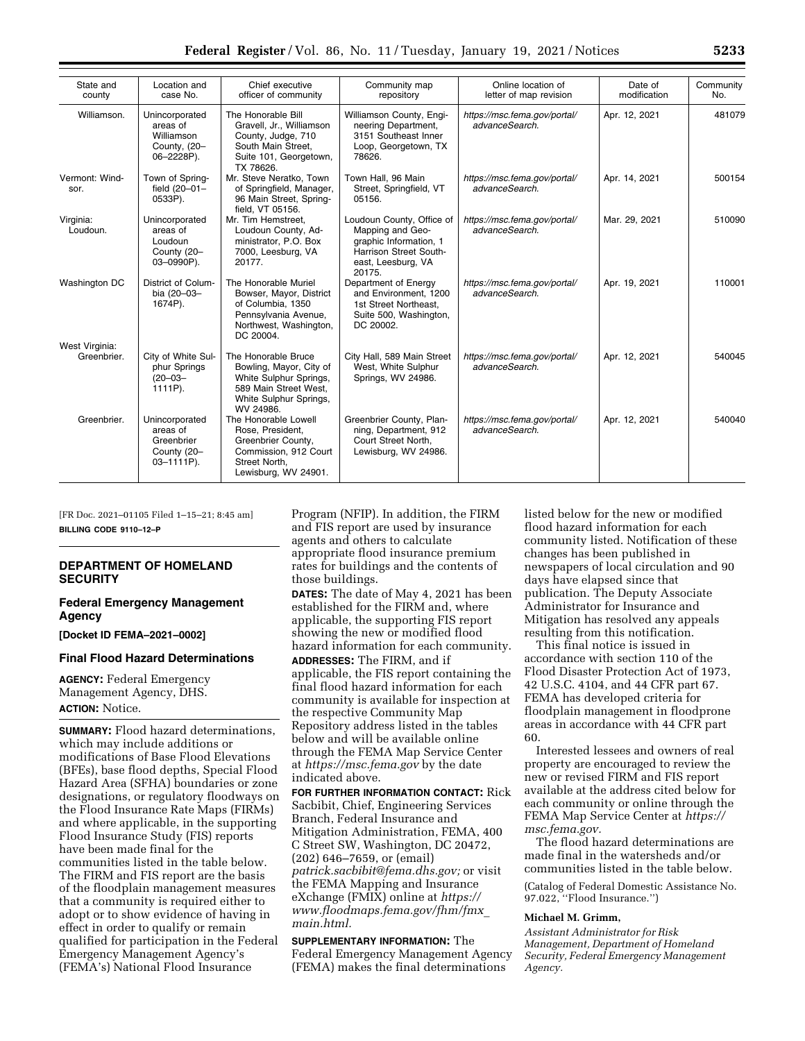| State and county | Location and case No. | Chief executive officer of community | Community map repository | Online location of letter of map revision | Date of modification | Community No. |
|---|---|---|---|---|---|---|
| Williamson. | Unincorporated areas of Williamson County, (20–06–2228P). | The Honorable Bill Gravell, Jr., Williamson County, Judge, 710 South Main Street, Suite 101, Georgetown, TX 78626. | Williamson County, Engineering Department, 3151 Southeast Inner Loop, Georgetown, TX 78626. | *https://msc.fema.gov/portal/advanceSearch.* | Apr. 12, 2021 | 481079 |
| Vermont: Windsor. | Town of Springfield (20–01–0533P). | Mr. Steve Neratko, Town of Springfield, Manager, 96 Main Street, Springfield, VT 05156. | Town Hall, 96 Main Street, Springfield, VT 05156. | *https://msc.fema.gov/portal/advanceSearch.* | Apr. 14, 2021 | 500154 |
| Virginia: Loudoun. | Unincorporated areas of Loudoun County (20–03–0990P). | Mr. Tim Hemstreet, Loudoun County, Administrator, P.O. Box 7000, Leesburg, VA 20177. | Loudoun County, Office of Mapping and Geographic Information, 1 Harrison Street Southeast, Leesburg, VA 20175. | *https://msc.fema.gov/portal/advanceSearch.* | Mar. 29, 2021 | 510090 |
| Washington DC | District of Columbia (20–03–1674P). | The Honorable Muriel Bowser, Mayor, District of Columbia, 1350 Pennsylvania Avenue, Northwest, Washington, DC 20004. | Department of Energy and Environment, 1200 1st Street Northeast, Suite 500, Washington, DC 20002. | *https://msc.fema.gov/portal/advanceSearch.* | Apr. 19, 2021 | 110001 |
| West Virginia: Greenbrier. | City of White Sulphur Springs (20–03–1111P). | The Honorable Bruce Bowling, Mayor, City of White Sulphur Springs, 589 Main Street West, White Sulphur Springs, WV 24986. | City Hall, 589 Main Street West, White Sulphur Springs, WV 24986. | *https://msc.fema.gov/portal/advanceSearch.* | Apr. 12, 2021 | 540045 |
| Greenbrier. | Unincorporated areas of Greenbrier County (20–03–1111P). | The Honorable Lowell Rose, President, Greenbrier County, Commission, 912 Court Street North, Lewisburg, WV 24901. | Greenbrier County, Planning, Department, 912 Court Street North, Lewisburg, WV 24986. | *https://msc.fema.gov/portal/advanceSearch.* | Apr. 12, 2021 | 540040 |

[FR Doc. 2021–01105 Filed 1–15–21; 8:45 am]

**BILLING CODE 9110–12–P**

## DEPARTMENT OF HOMELAND SECURITY

### Federal Emergency Management Agency

**[Docket ID FEMA–2021–0002]**

### Final Flood Hazard Determinations

**AGENCY:** Federal Emergency Management Agency, DHS.

**ACTION:** Notice.

**SUMMARY:** Flood hazard determinations, which may include additions or modifications of Base Flood Elevations (BFEs), base flood depths, Special Flood Hazard Area (SFHA) boundaries or zone designations, or regulatory floodways on the Flood Insurance Rate Maps (FIRMs) and where applicable, in the supporting Flood Insurance Study (FIS) reports have been made final for the communities listed in the table below. The FIRM and FIS report are the basis of the floodplain management measures that a community is required either to adopt or to show evidence of having in effect in order to qualify or remain qualified for participation in the Federal Emergency Management Agency's (FEMA's) National Flood Insurance Program (NFIP). In addition, the FIRM and FIS report are used by insurance agents and others to calculate appropriate flood insurance premium rates for buildings and the contents of those buildings.

**DATES:** The date of May 4, 2021 has been established for the FIRM and, where applicable, the supporting FIS report showing the new or modified flood hazard information for each community.

**ADDRESSES:** The FIRM, and if applicable, the FIS report containing the final flood hazard information for each community is available for inspection at the respective Community Map Repository address listed in the tables below and will be available online through the FEMA Map Service Center at *https://msc.fema.gov* by the date indicated above.

**FOR FURTHER INFORMATION CONTACT:** Rick Sacbibit, Chief, Engineering Services Branch, Federal Insurance and Mitigation Administration, FEMA, 400 C Street SW, Washington, DC 20472, (202) 646–7659, or (email) *patrick.sacbibit@fema.dhs.gov;* or visit the FEMA Mapping and Insurance eXchange (FMIX) online at *https://www.floodmaps.fema.gov/fhm/fmx_main.html.*

**SUPPLEMENTARY INFORMATION:** The Federal Emergency Management Agency (FEMA) makes the final determinations listed below for the new or modified flood hazard information for each community listed. Notification of these changes has been published in newspapers of local circulation and 90 days have elapsed since that publication. The Deputy Associate Administrator for Insurance and Mitigation has resolved any appeals resulting from this notification.

This final notice is issued in accordance with section 110 of the Flood Disaster Protection Act of 1973, 42 U.S.C. 4104, and 44 CFR part 67. FEMA has developed criteria for floodplain management in floodprone areas in accordance with 44 CFR part 60.

Interested lessees and owners of real property are encouraged to review the new or revised FIRM and FIS report available at the address cited below for each community or online through the FEMA Map Service Center at *https://msc.fema.gov.*

The flood hazard determinations are made final in the watersheds and/or communities listed in the table below.

(Catalog of Federal Domestic Assistance No. 97.022, ''Flood Insurance.'')

**Michael M. Grimm,**

*Assistant Administrator for Risk Management, Department of Homeland Security, Federal Emergency Management Agency.*